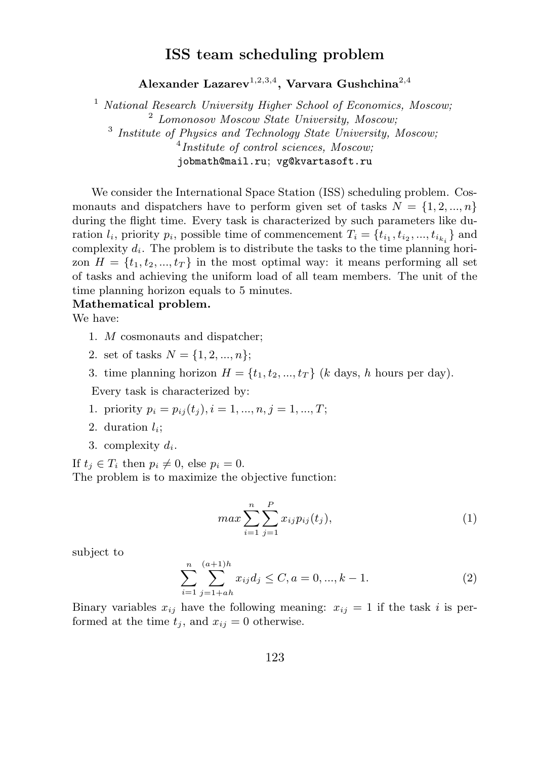# ISS team scheduling problem

**Alexander Lazarev**[1,2,3,4], **Varvara Gushchina**[2,4]

[1] *National Research University Higher School of Economics, Moscow;*
[2] *Lomonosov Moscow State University, Moscow;*
[3] *Institute of Physics and Technology State University, Moscow;*
[4] *Institute of control sciences, Moscow;*
jobmath@mail.ru; vg@kvartasoft.ru

We consider the International Space Station (ISS) scheduling problem. Cosmonauts and dispatchers have to perform given set of tasks $N = \{1, 2, ..., n\}$ during the flight time. Every task is characterized by such parameters like duration $l_i$, priority $p_i$, possible time of commencement $T_i = \{t_{i_1}, t_{i_2}, ..., t_{i_{k_i}}\}$ and complexity $d_i$. The problem is to distribute the tasks to the time planning horizon $H = \{t_1, t_2, ..., t_T\}$ in the most optimal way: it means performing all set of tasks and achieving the uniform load of all team members. The unit of the time planning horizon equals to 5 minutes.

**Mathematical problem.**

We have:

1. $M$ cosmonauts and dispatcher;
2. set of tasks $N = \{1, 2, ..., n\}$;
3. time planning horizon $H = \{t_1, t_2, ..., t_T\}$ ($k$ days, $h$ hours per day).

Every task is characterized by:

1. priority $p_i = p_{ij}(t_j), i = 1, ..., n, j = 1, ..., T$;
2. duration $l_i$;
3. complexity $d_i$.

If $t_j \in T_i$ then $p_i \neq 0$, else $p_i = 0$.

The problem is to maximize the objective function:

$$max \sum_{i=1}^{n} \sum_{j=1}^{P} x_{ij} p_{ij}(t_j), \tag{1}$$

subject to

$$\sum_{i=1}^{n} \sum_{j=1+ah}^{(a+1)h} x_{ij} d_j \leq C, a = 0, ..., k-1. \tag{2}$$

Binary variables $x_{ij}$ have the following meaning: $x_{ij} = 1$ if the task $i$ is performed at the time $t_j$, and $x_{ij} = 0$ otherwise.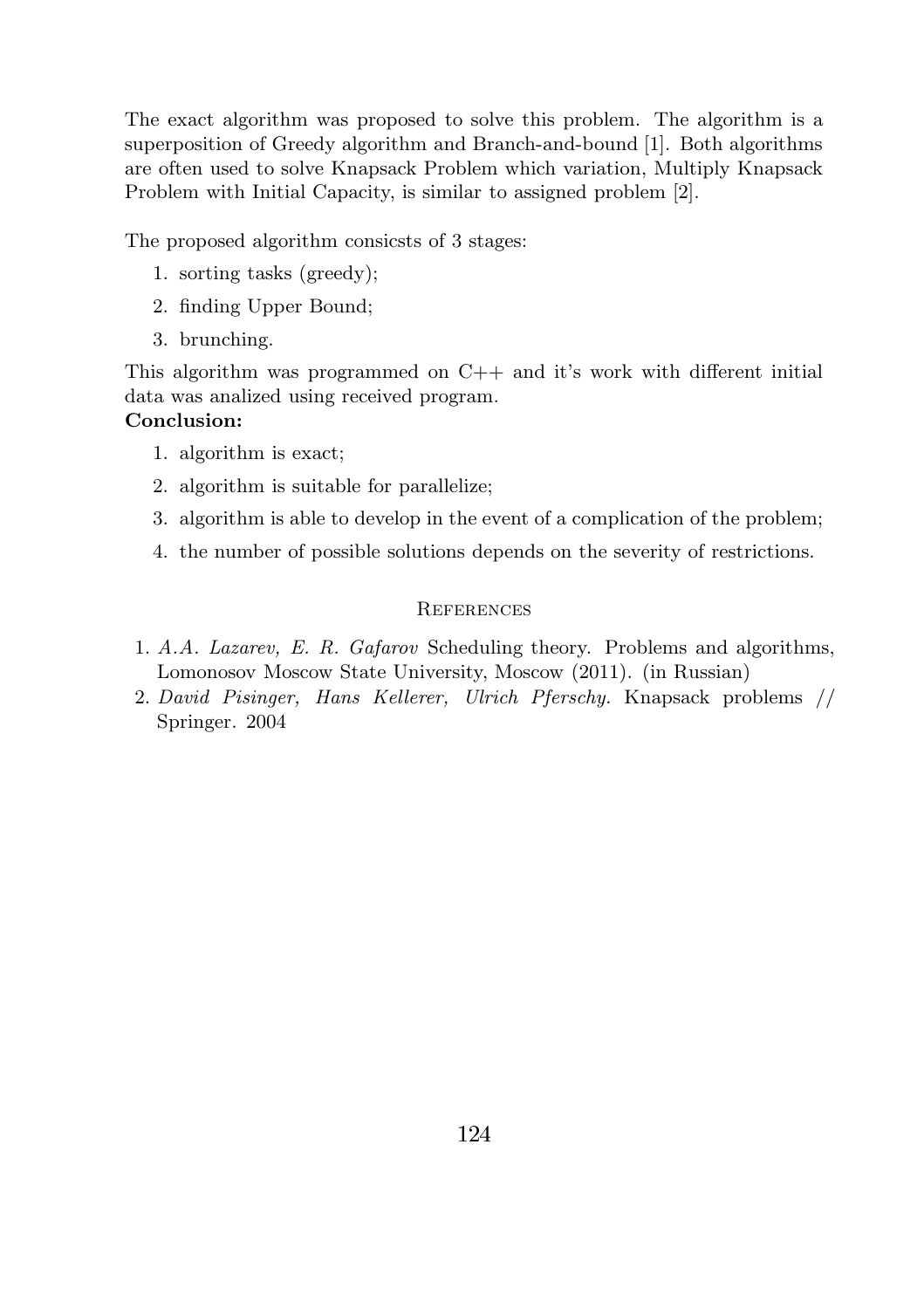The exact algorithm was proposed to solve this problem. The algorithm is a superposition of Greedy algorithm and Branch-and-bound [1]. Both algorithms are often used to solve Knapsack Problem which variation, Multiply Knapsack Problem with Initial Capacity, is similar to assigned problem [2].

The proposed algorithm consicsts of 3 stages:

1. sorting tasks (greedy);
2. finding Upper Bound;
3. brunching.

This algorithm was programmed on C++ and it's work with different initial data was analized using received program.

**Conclusion:**

1. algorithm is exact;
2. algorithm is suitable for parallelize;
3. algorithm is able to develop in the event of a complication of the problem;
4. the number of possible solutions depends on the severity of restrictions.

## References

1. *A.A. Lazarev, E. R. Gafarov* Scheduling theory. Problems and algorithms, Lomonosov Moscow State University, Moscow (2011). (in Russian)
2. *David Pisinger, Hans Kellerer, Ulrich Pferschy.* Knapsack problems // Springer. 2004